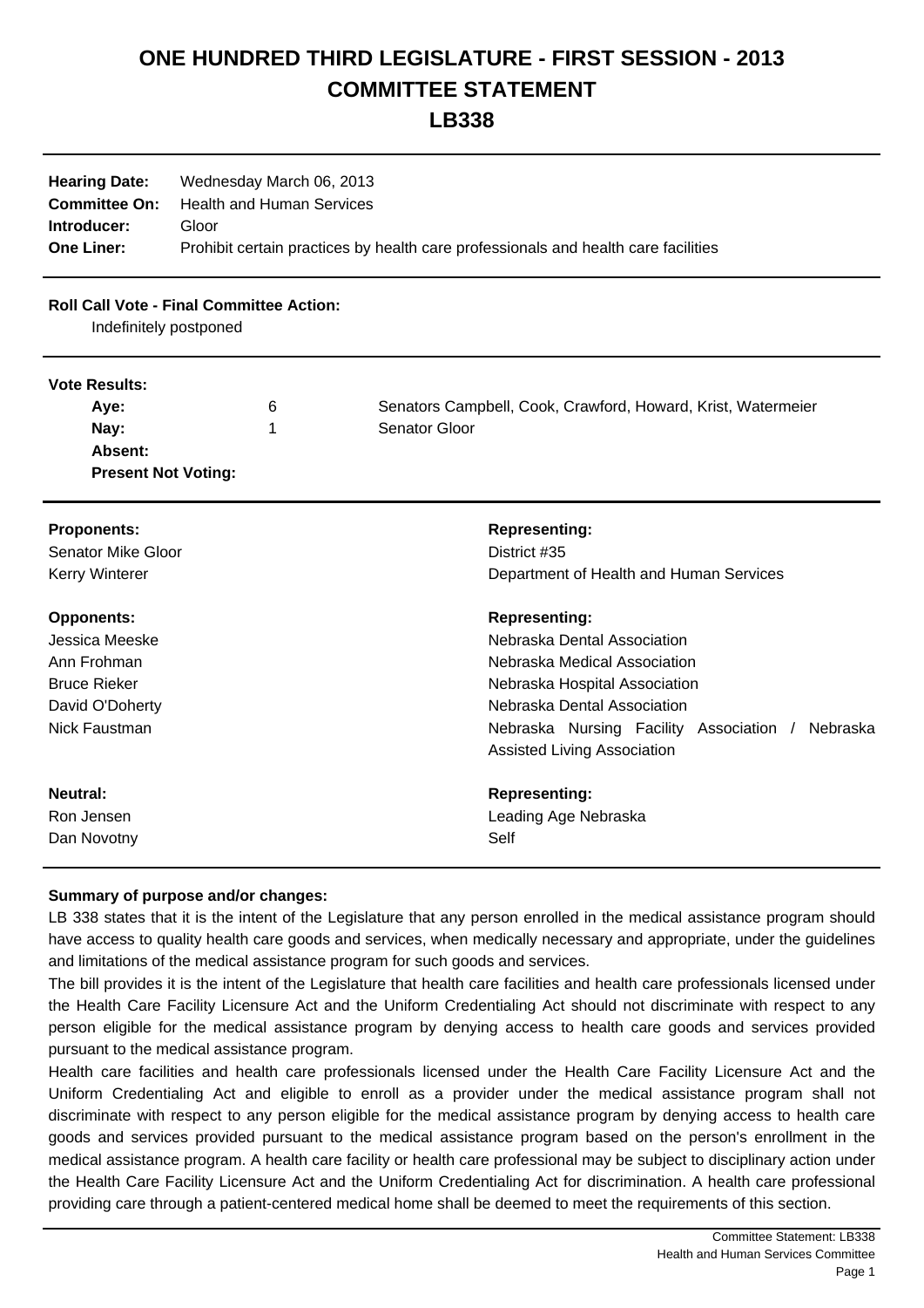# ONE HUNDRED THIRD LEGISLATURE - FIRST SESSION - 2013
# COMMITTEE STATEMENT
# LB338

| | |
|---|---|
| **Hearing Date:** | Wednesday March 06, 2013 |
| **Committee On:** | Health and Human Services |
| **Introducer:** | Gloor |
| **One Liner:** | Prohibit certain practices by health care professionals and health care facilities |

**Roll Call Vote - Final Committee Action:**

Indefinitely postponed

**Vote Results:**

| | | |
|---|---|---|
| **Aye:** | 6 | Senators Campbell, Cook, Crawford, Howard, Krist, Watermeier |
| **Nay:** | 1 | Senator Gloor |
| **Absent:** | | |
| **Present Not Voting:** | | |

| **Proponents:** | **Representing:** |
|---|---|
| Senator Mike Gloor | District #35 |
| Kerry Winterer | Department of Health and Human Services |

| **Opponents:** | **Representing:** |
|---|---|
| Jessica Meeske | Nebraska Dental Association |
| Ann Frohman | Nebraska Medical Association |
| Bruce Rieker | Nebraska Hospital Association |
| David O'Doherty | Nebraska Dental Association |
| Nick Faustman | Nebraska Nursing Facility Association / Nebraska Assisted Living Association |

| **Neutral:** | **Representing:** |
|---|---|
| Ron Jensen | Leading Age Nebraska |
| Dan Novotny | Self |

**Summary of purpose and/or changes:**

LB 338 states that it is the intent of the Legislature that any person enrolled in the medical assistance program should have access to quality health care goods and services, when medically necessary and appropriate, under the guidelines and limitations of the medical assistance program for such goods and services.

The bill provides it is the intent of the Legislature that health care facilities and health care professionals licensed under the Health Care Facility Licensure Act and the Uniform Credentialing Act should not discriminate with respect to any person eligible for the medical assistance program by denying access to health care goods and services provided pursuant to the medical assistance program.

Health care facilities and health care professionals licensed under the Health Care Facility Licensure Act and the Uniform Credentialing Act and eligible to enroll as a provider under the medical assistance program shall not discriminate with respect to any person eligible for the medical assistance program by denying access to health care goods and services provided pursuant to the medical assistance program based on the person's enrollment in the medical assistance program. A health care facility or health care professional may be subject to disciplinary action under the Health Care Facility Licensure Act and the Uniform Credentialing Act for discrimination. A health care professional providing care through a patient-centered medical home shall be deemed to meet the requirements of this section.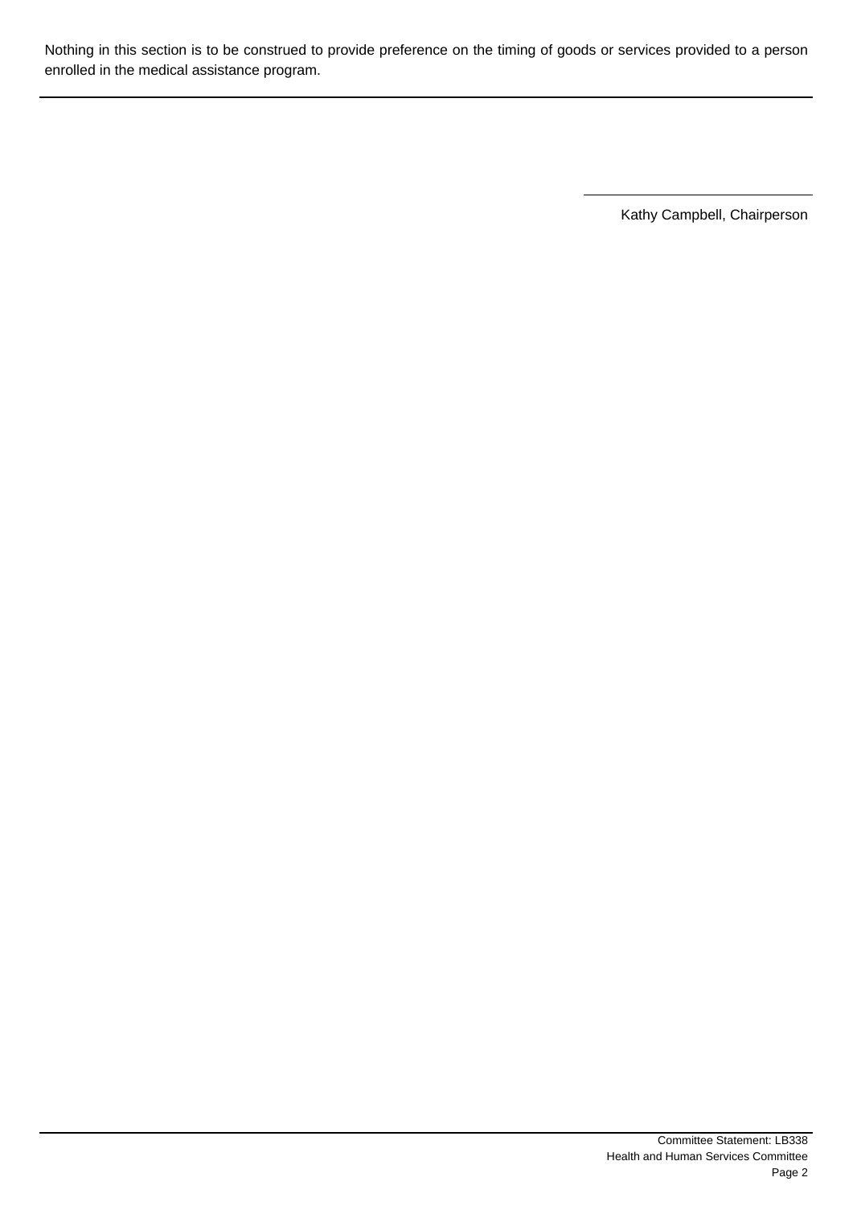Nothing in this section is to be construed to provide preference on the timing of goods or services provided to a person enrolled in the medical assistance program.

---

Kathy Campbell, Chairperson